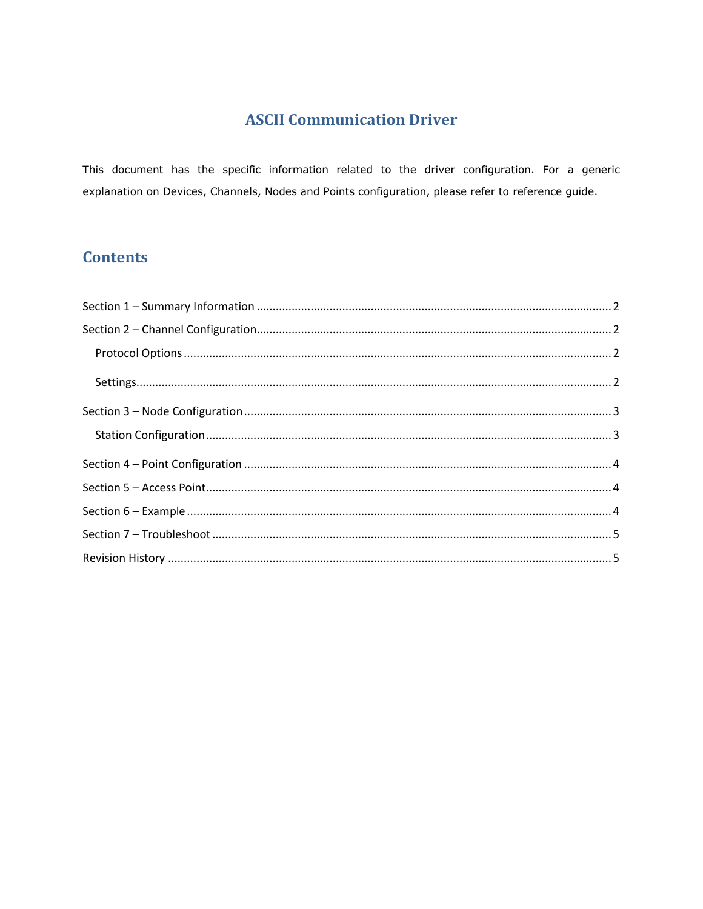# ASCII Communication Driver

This document has the specific information related to the driver configuration. For a generic explanation on Devices, Channels, Nodes and Points configuration, please refer to reference guide.

## Contents

Section 1 – Summary Information ........ 2

Section 2 – Channel Configuration ........ 2

- Protocol Options ........ 2
- Settings ........ 2

Section 3 – Node Configuration ........ 3

- Station Configuration ........ 3

Section 4 – Point Configuration ........ 4

Section 5 – Access Point ........ 4

Section 6 – Example ........ 4

Section 7 – Troubleshoot ........ 5

Revision History ........ 5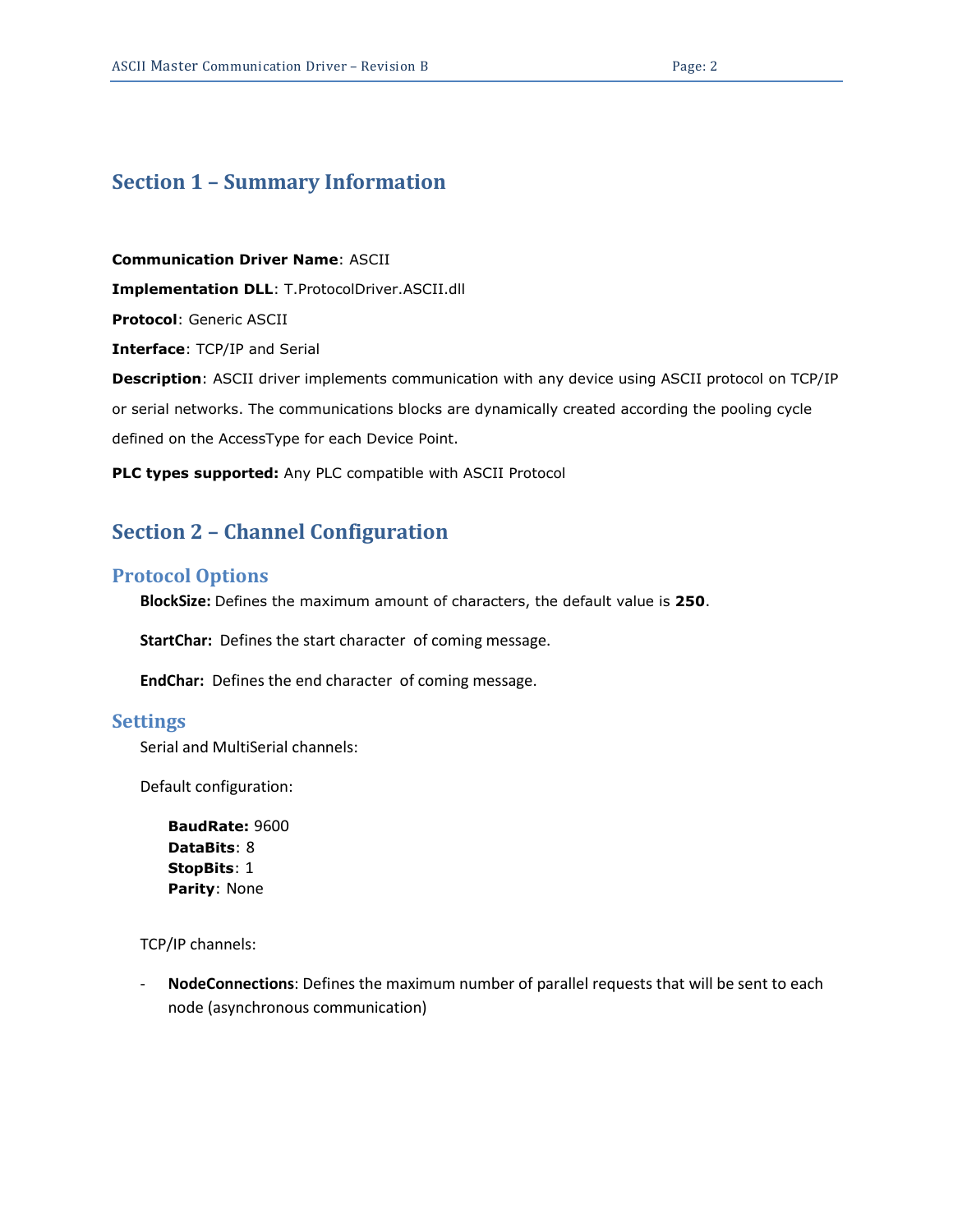## Section 1 – Summary Information

**Communication Driver Name**: ASCII

**Implementation DLL**: T.ProtocolDriver.ASCII.dll

**Protocol**: Generic ASCII

**Interface**: TCP/IP and Serial

**Description**: ASCII driver implements communication with any device using ASCII protocol on TCP/IP or serial networks. The communications blocks are dynamically created according the pooling cycle defined on the AccessType for each Device Point.

**PLC types supported:** Any PLC compatible with ASCII Protocol

## Section 2 – Channel Configuration

### Protocol Options

**BlockSize:** Defines the maximum amount of characters, the default value is **250**.

**StartChar:** Defines the start character of coming message.

**EndChar:** Defines the end character of coming message.

### Settings

Serial and MultiSerial channels:

Default configuration:

**BaudRate:** 9600
**DataBits**: 8
**StopBits**: 1
**Parity**: None

TCP/IP channels:

- **NodeConnections**: Defines the maximum number of parallel requests that will be sent to each node (asynchronous communication)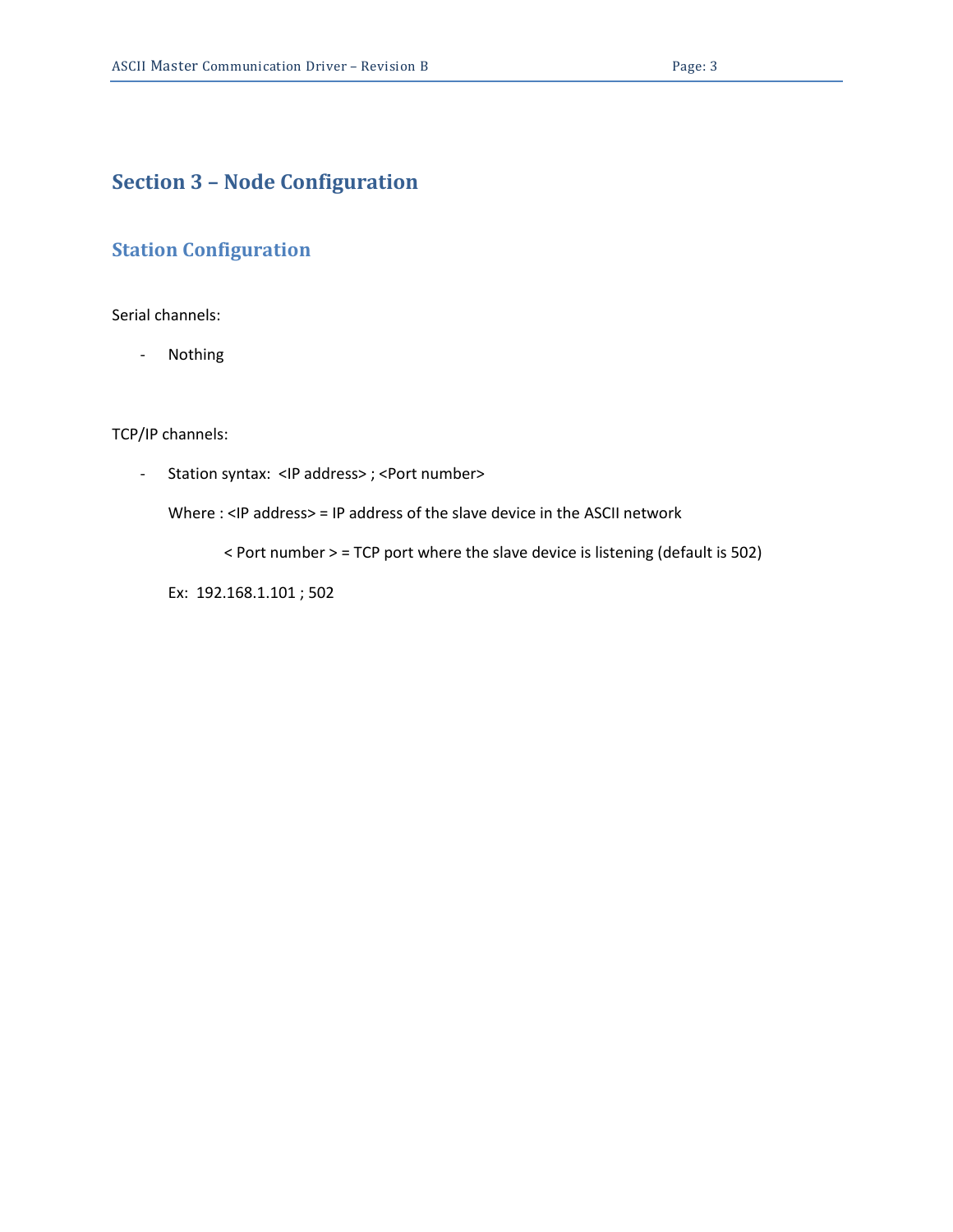# Section 3 – Node Configuration

## Station Configuration

Serial channels:

- Nothing

TCP/IP channels:

- Station syntax: <IP address> ; <Port number>

  Where : <IP address> = IP address of the slave device in the ASCII network

  < Port number > = TCP port where the slave device is listening (default is 502)

  Ex: 192.168.1.101 ; 502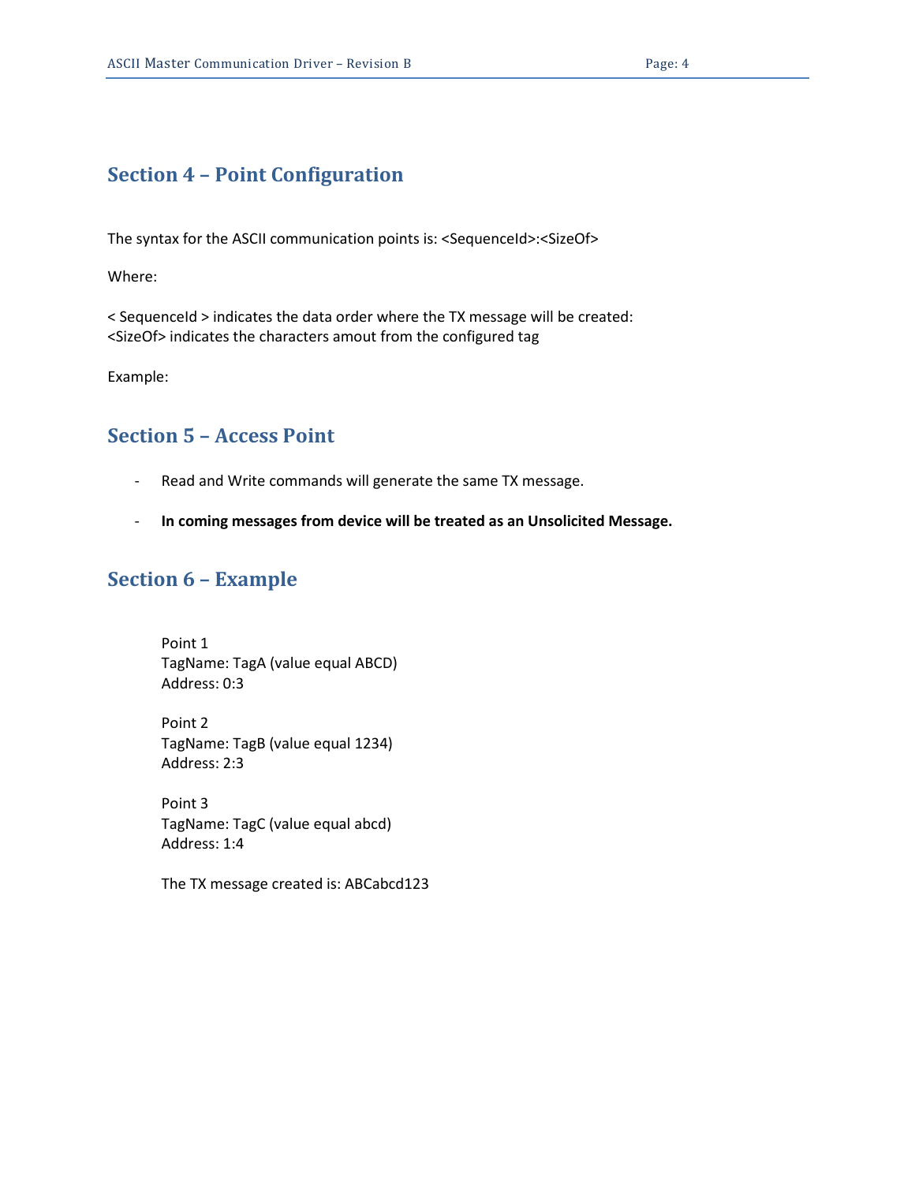## Section 4 – Point Configuration

The syntax for the ASCII communication points is: <SequenceId>:<SizeOf>

Where:

< SequenceId > indicates the data order where the TX message will be created:
<SizeOf> indicates the characters amout from the configured tag

Example:

## Section 5 – Access Point

- Read and Write commands will generate the same TX message.
- **In coming messages from device will be treated as an Unsolicited Message.**

## Section 6 – Example

Point 1
TagName: TagA (value equal ABCD)
Address: 0:3

Point 2
TagName: TagB (value equal 1234)
Address: 2:3

Point 3
TagName: TagC (value equal abcd)
Address: 1:4

The TX message created is: ABCabcd123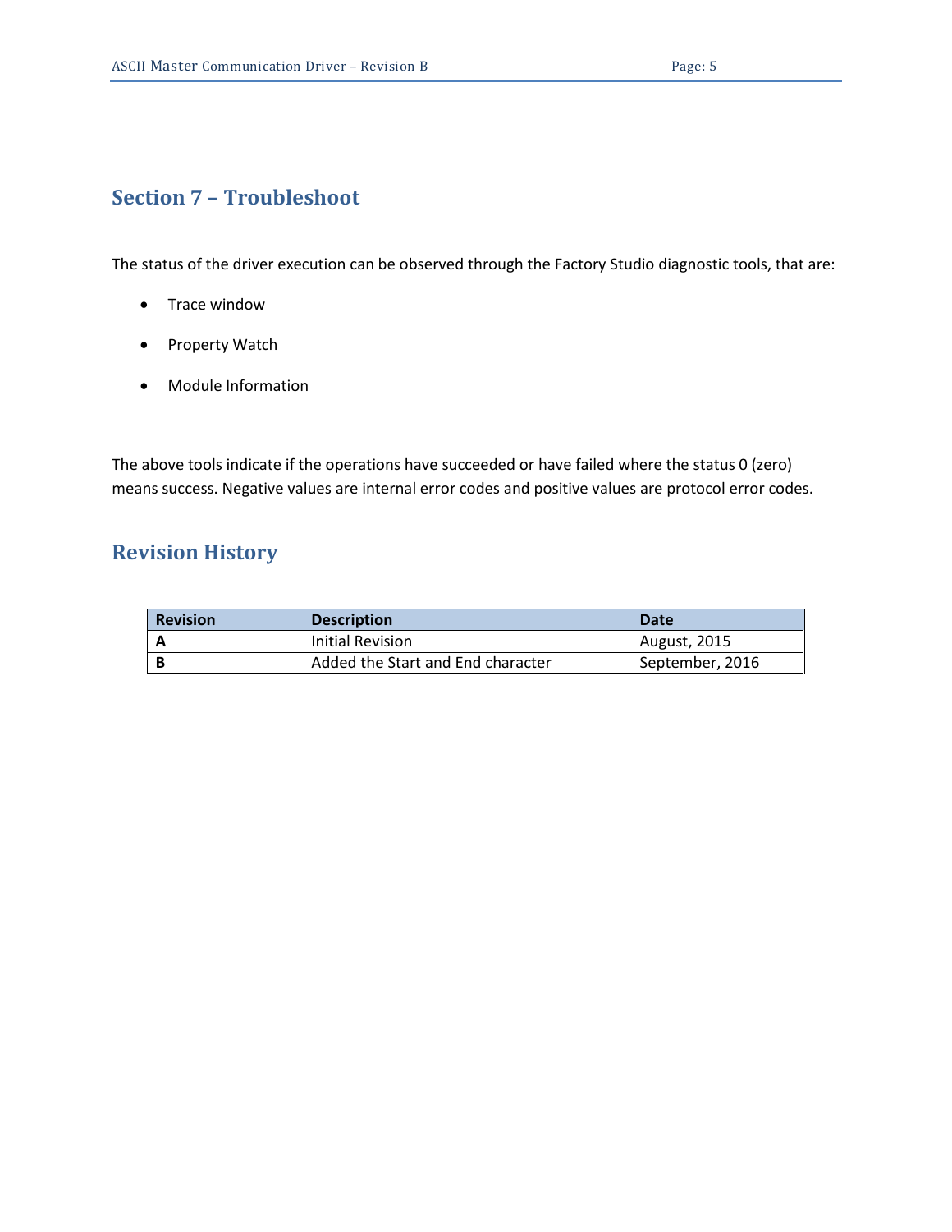## Section 7 – Troubleshoot

The status of the driver execution can be observed through the Factory Studio diagnostic tools, that are:

- Trace window
- Property Watch
- Module Information

The above tools indicate if the operations have succeeded or have failed where the status 0 (zero) means success. Negative values are internal error codes and positive values are protocol error codes.

## Revision History

| Revision | Description | Date |
|---|---|---|
| **A** | Initial Revision | August, 2015 |
| **B** | Added the Start and End character | September, 2016 |